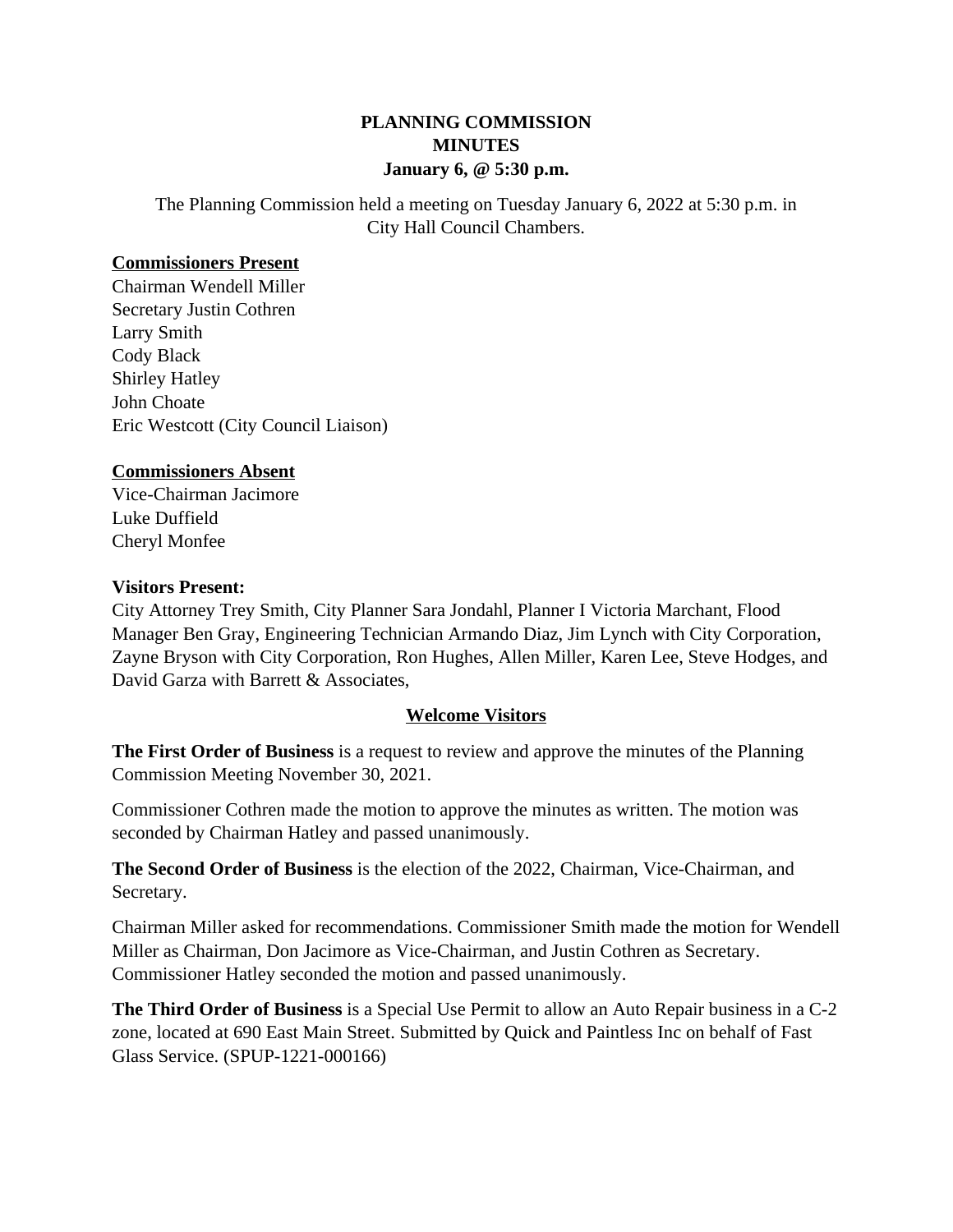# PLANNING COMMISSION MINUTES

**January 6, @ 5:30 p.m.**

The Planning Commission held a meeting on Tuesday January 6, 2022 at 5:30 p.m. in City Hall Council Chambers.

**Commissioners Present**

Chairman Wendell Miller
Secretary Justin Cothren
Larry Smith
Cody Black
Shirley Hatley
John Choate
Eric Westcott (City Council Liaison)

**Commissioners Absent**

Vice-Chairman Jacimore
Luke Duffield
Cheryl Monfee

**Visitors Present:**

City Attorney Trey Smith, City Planner Sara Jondahl, Planner I Victoria Marchant, Flood Manager Ben Gray, Engineering Technician Armando Diaz, Jim Lynch with City Corporation, Zayne Bryson with City Corporation, Ron Hughes, Allen Miller, Karen Lee, Steve Hodges, and David Garza with Barrett & Associates,

**Welcome Visitors**

**The First Order of Business** is a request to review and approve the minutes of the Planning Commission Meeting November 30, 2021.

Commissioner Cothren made the motion to approve the minutes as written. The motion was seconded by Chairman Hatley and passed unanimously.

**The Second Order of Business** is the election of the 2022, Chairman, Vice-Chairman, and Secretary.

Chairman Miller asked for recommendations. Commissioner Smith made the motion for Wendell Miller as Chairman, Don Jacimore as Vice-Chairman, and Justin Cothren as Secretary. Commissioner Hatley seconded the motion and passed unanimously.

**The Third Order of Business** is a Special Use Permit to allow an Auto Repair business in a C-2 zone, located at 690 East Main Street. Submitted by Quick and Paintless Inc on behalf of Fast Glass Service. (SPUP-1221-000166)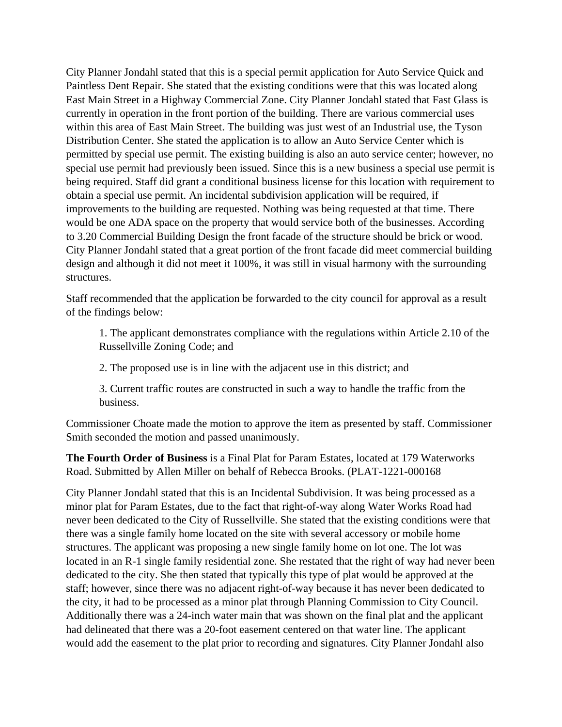City Planner Jondahl stated that this is a special permit application for Auto Service Quick and Paintless Dent Repair. She stated that the existing conditions were that this was located along East Main Street in a Highway Commercial Zone. City Planner Jondahl stated that Fast Glass is currently in operation in the front portion of the building. There are various commercial uses within this area of East Main Street. The building was just west of an Industrial use, the Tyson Distribution Center. She stated the application is to allow an Auto Service Center which is permitted by special use permit. The existing building is also an auto service center; however, no special use permit had previously been issued. Since this is a new business a special use permit is being required. Staff did grant a conditional business license for this location with requirement to obtain a special use permit. An incidental subdivision application will be required, if improvements to the building are requested. Nothing was being requested at that time. There would be one ADA space on the property that would service both of the businesses. According to 3.20 Commercial Building Design the front facade of the structure should be brick or wood. City Planner Jondahl stated that a great portion of the front facade did meet commercial building design and although it did not meet it 100%, it was still in visual harmony with the surrounding structures.

Staff recommended that the application be forwarded to the city council for approval as a result of the findings below:

> 1. The applicant demonstrates compliance with the regulations within Article 2.10 of the Russellville Zoning Code; and
>
> 2. The proposed use is in line with the adjacent use in this district; and
>
> 3. Current traffic routes are constructed in such a way to handle the traffic from the business.

Commissioner Choate made the motion to approve the item as presented by staff. Commissioner Smith seconded the motion and passed unanimously.

**The Fourth Order of Business** is a Final Plat for Param Estates, located at 179 Waterworks Road. Submitted by Allen Miller on behalf of Rebecca Brooks. (PLAT-1221-000168

City Planner Jondahl stated that this is an Incidental Subdivision. It was being processed as a minor plat for Param Estates, due to the fact that right-of-way along Water Works Road had never been dedicated to the City of Russellville. She stated that the existing conditions were that there was a single family home located on the site with several accessory or mobile home structures. The applicant was proposing a new single family home on lot one. The lot was located in an R-1 single family residential zone. She restated that the right of way had never been dedicated to the city. She then stated that typically this type of plat would be approved at the staff; however, since there was no adjacent right-of-way because it has never been dedicated to the city, it had to be processed as a minor plat through Planning Commission to City Council. Additionally there was a 24-inch water main that was shown on the final plat and the applicant had delineated that there was a 20-foot easement centered on that water line. The applicant would add the easement to the plat prior to recording and signatures. City Planner Jondahl also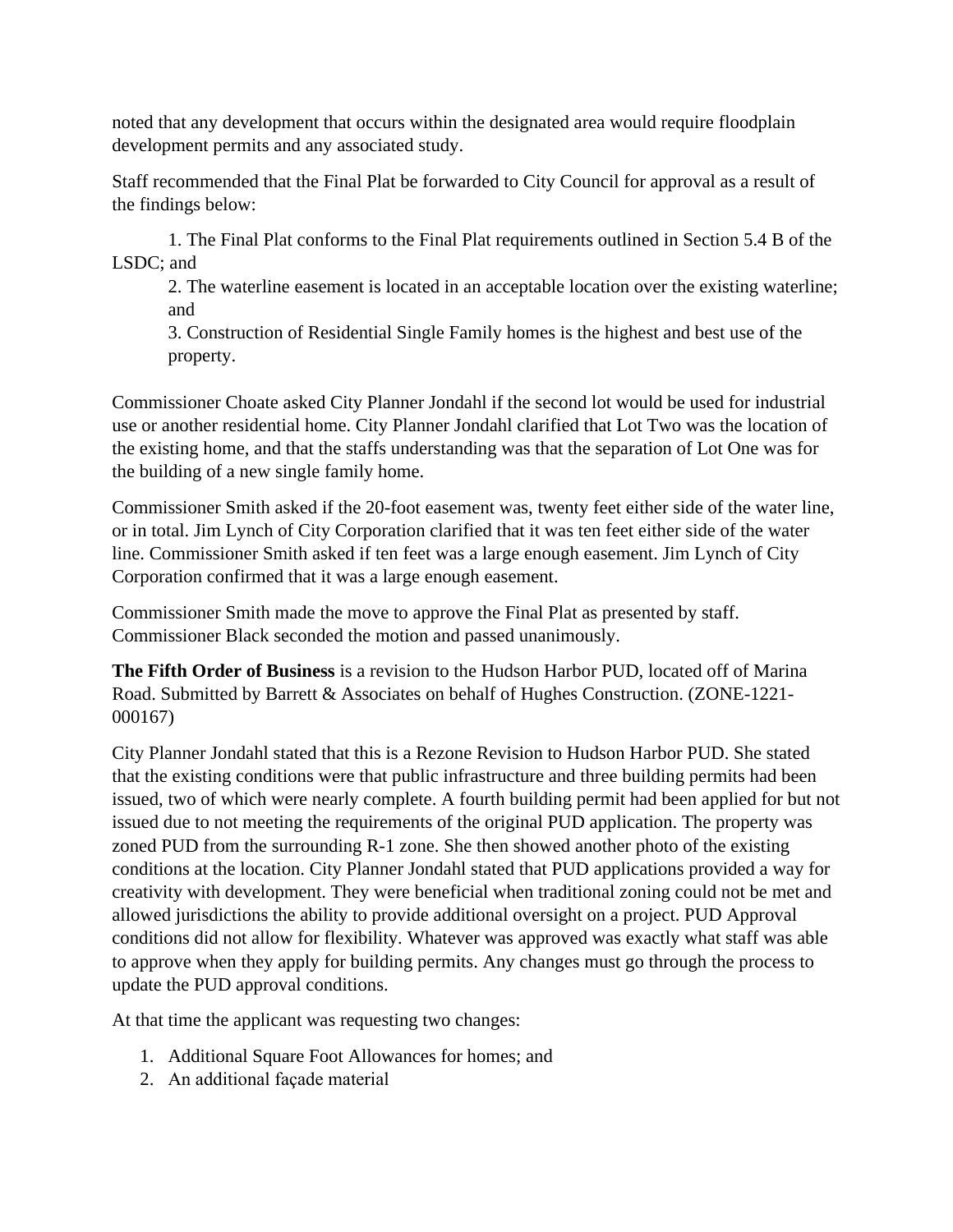noted that any development that occurs within the designated area would require floodplain development permits and any associated study.

Staff recommended that the Final Plat be forwarded to City Council for approval as a result of the findings below:

1. The Final Plat conforms to the Final Plat requirements outlined in Section 5.4 B of the LSDC; and
2. The waterline easement is located in an acceptable location over the existing waterline; and
3. Construction of Residential Single Family homes is the highest and best use of the property.

Commissioner Choate asked City Planner Jondahl if the second lot would be used for industrial use or another residential home. City Planner Jondahl clarified that Lot Two was the location of the existing home, and that the staffs understanding was that the separation of Lot One was for the building of a new single family home.

Commissioner Smith asked if the 20-foot easement was, twenty feet either side of the water line, or in total. Jim Lynch of City Corporation clarified that it was ten feet either side of the water line. Commissioner Smith asked if ten feet was a large enough easement. Jim Lynch of City Corporation confirmed that it was a large enough easement.

Commissioner Smith made the move to approve the Final Plat as presented by staff. Commissioner Black seconded the motion and passed unanimously.

**The Fifth Order of Business** is a revision to the Hudson Harbor PUD, located off of Marina Road. Submitted by Barrett & Associates on behalf of Hughes Construction. (ZONE-1221-000167)

City Planner Jondahl stated that this is a Rezone Revision to Hudson Harbor PUD. She stated that the existing conditions were that public infrastructure and three building permits had been issued, two of which were nearly complete. A fourth building permit had been applied for but not issued due to not meeting the requirements of the original PUD application. The property was zoned PUD from the surrounding R-1 zone. She then showed another photo of the existing conditions at the location. City Planner Jondahl stated that PUD applications provided a way for creativity with development. They were beneficial when traditional zoning could not be met and allowed jurisdictions the ability to provide additional oversight on a project. PUD Approval conditions did not allow for flexibility. Whatever was approved was exactly what staff was able to approve when they apply for building permits. Any changes must go through the process to update the PUD approval conditions.

At that time the applicant was requesting two changes:

1. Additional Square Foot Allowances for homes; and
2. An additional façade material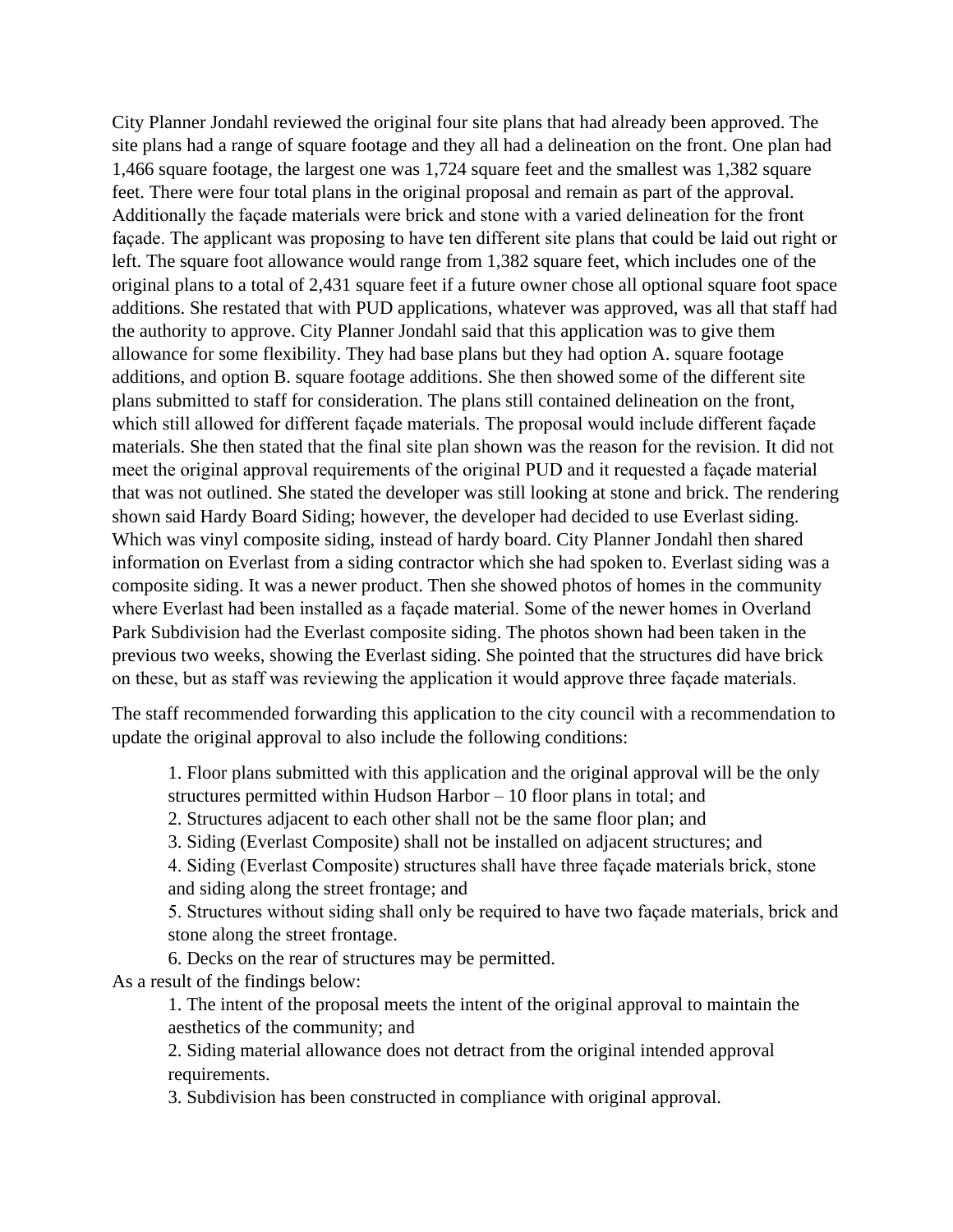City Planner Jondahl reviewed the original four site plans that had already been approved. The site plans had a range of square footage and they all had a delineation on the front. One plan had 1,466 square footage, the largest one was 1,724 square feet and the smallest was 1,382 square feet. There were four total plans in the original proposal and remain as part of the approval. Additionally the façade materials were brick and stone with a varied delineation for the front façade. The applicant was proposing to have ten different site plans that could be laid out right or left. The square foot allowance would range from 1,382 square feet, which includes one of the original plans to a total of 2,431 square feet if a future owner chose all optional square foot space additions. She restated that with PUD applications, whatever was approved, was all that staff had the authority to approve. City Planner Jondahl said that this application was to give them allowance for some flexibility. They had base plans but they had option A. square footage additions, and option B. square footage additions. She then showed some of the different site plans submitted to staff for consideration. The plans still contained delineation on the front, which still allowed for different façade materials. The proposal would include different façade materials. She then stated that the final site plan shown was the reason for the revision. It did not meet the original approval requirements of the original PUD and it requested a façade material that was not outlined. She stated the developer was still looking at stone and brick. The rendering shown said Hardy Board Siding; however, the developer had decided to use Everlast siding. Which was vinyl composite siding, instead of hardy board. City Planner Jondahl then shared information on Everlast from a siding contractor which she had spoken to. Everlast siding was a composite siding. It was a newer product. Then she showed photos of homes in the community where Everlast had been installed as a façade material. Some of the newer homes in Overland Park Subdivision had the Everlast composite siding. The photos shown had been taken in the previous two weeks, showing the Everlast siding. She pointed that the structures did have brick on these, but as staff was reviewing the application it would approve three façade materials.

The staff recommended forwarding this application to the city council with a recommendation to update the original approval to also include the following conditions:

1. Floor plans submitted with this application and the original approval will be the only structures permitted within Hudson Harbor – 10 floor plans in total; and
2. Structures adjacent to each other shall not be the same floor plan; and
3. Siding (Everlast Composite) shall not be installed on adjacent structures; and
4. Siding (Everlast Composite) structures shall have three façade materials brick, stone and siding along the street frontage; and
5. Structures without siding shall only be required to have two façade materials, brick and stone along the street frontage.
6. Decks on the rear of structures may be permitted.

As a result of the findings below:

1. The intent of the proposal meets the intent of the original approval to maintain the aesthetics of the community; and
2. Siding material allowance does not detract from the original intended approval requirements.
3. Subdivision has been constructed in compliance with original approval.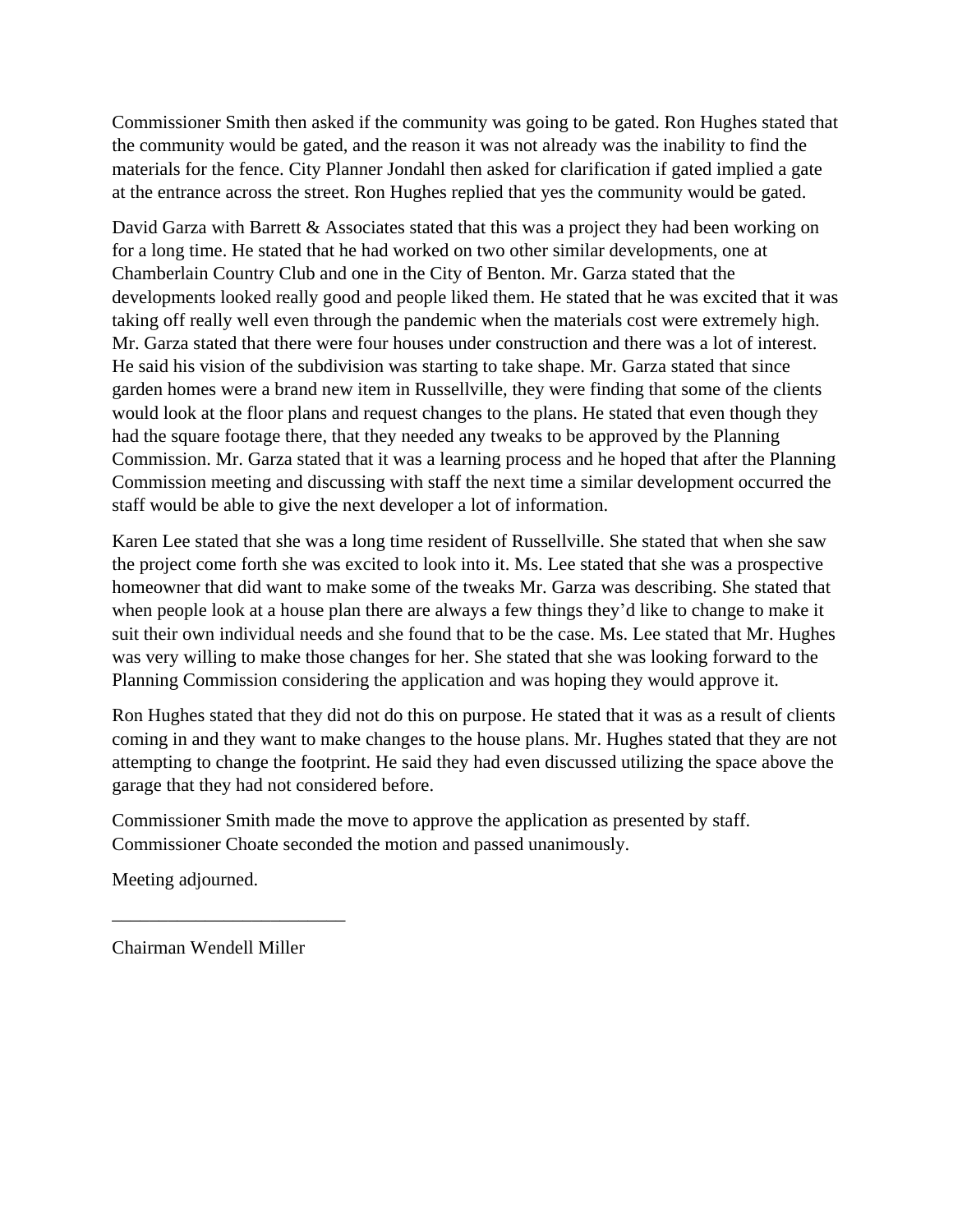Commissioner Smith then asked if the community was going to be gated. Ron Hughes stated that the community would be gated, and the reason it was not already was the inability to find the materials for the fence. City Planner Jondahl then asked for clarification if gated implied a gate at the entrance across the street. Ron Hughes replied that yes the community would be gated.

David Garza with Barrett & Associates stated that this was a project they had been working on for a long time. He stated that he had worked on two other similar developments, one at Chamberlain Country Club and one in the City of Benton. Mr. Garza stated that the developments looked really good and people liked them. He stated that he was excited that it was taking off really well even through the pandemic when the materials cost were extremely high. Mr. Garza stated that there were four houses under construction and there was a lot of interest. He said his vision of the subdivision was starting to take shape. Mr. Garza stated that since garden homes were a brand new item in Russellville, they were finding that some of the clients would look at the floor plans and request changes to the plans. He stated that even though they had the square footage there, that they needed any tweaks to be approved by the Planning Commission. Mr. Garza stated that it was a learning process and he hoped that after the Planning Commission meeting and discussing with staff the next time a similar development occurred the staff would be able to give the next developer a lot of information.

Karen Lee stated that she was a long time resident of Russellville. She stated that when she saw the project come forth she was excited to look into it. Ms. Lee stated that she was a prospective homeowner that did want to make some of the tweaks Mr. Garza was describing. She stated that when people look at a house plan there are always a few things they'd like to change to make it suit their own individual needs and she found that to be the case. Ms. Lee stated that Mr. Hughes was very willing to make those changes for her. She stated that she was looking forward to the Planning Commission considering the application and was hoping they would approve it.

Ron Hughes stated that they did not do this on purpose. He stated that it was as a result of clients coming in and they want to make changes to the house plans. Mr. Hughes stated that they are not attempting to change the footprint. He said they had even discussed utilizing the space above the garage that they had not considered before.

Commissioner Smith made the move to approve the application as presented by staff. Commissioner Choate seconded the motion and passed unanimously.

Meeting adjourned.

_________________________

Chairman Wendell Miller